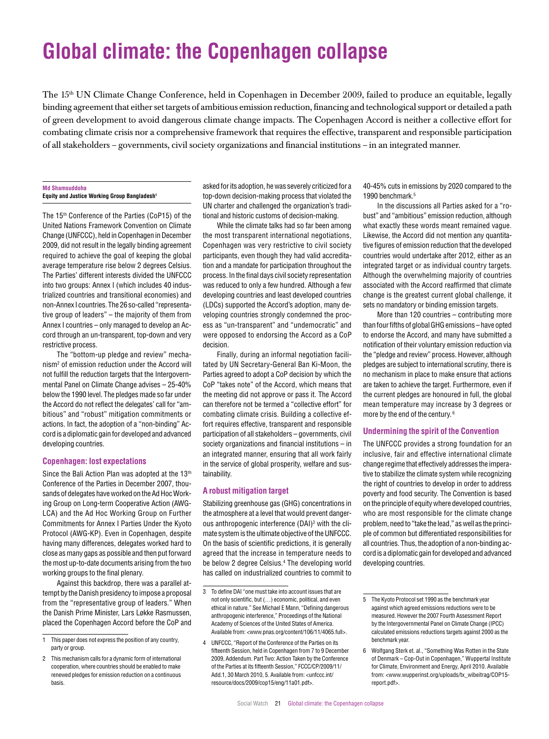# Global climate: the Copenhagen collapse

The 15th UN Climate Change Conference, held in Copenhagen in December 2009, failed to produce an equitable, legally binding agreement that either set targets of ambitious emission reduction, financing and technological support or detailed a path of green development to avoid dangerous climate change impacts. The Copenhagen Accord is neither a collective effort for combating climate crisis nor a comprehensive framework that requires the effective, transparent and responsible participation of all stakeholders – governments, civil society organizations and financial institutions – in an integrated manner.

**Md Shamsuddoha**
**Equity and Justice Working Group Bangladesh**[1]

The 15th Conference of the Parties (CoP15) of the United Nations Framework Convention on Climate Change (UNFCCC), held in Copenhagen in December 2009, did not result in the legally binding agreement required to achieve the goal of keeping the global average temperature rise below 2 degrees Celsius. The Parties' different interests divided the UNFCCC into two groups: Annex I (which includes 40 industrialized countries and transitional economies) and non-Annex I countries. The 26 so-called "representative group of leaders" – the majority of them from Annex I countries – only managed to develop an Accord through an un-transparent, top-down and very restrictive process.

The "bottom-up pledge and review" mechanism[2] of emission reduction under the Accord will not fulfill the reduction targets that the Intergovernmental Panel on Climate Change advises – 25-40% below the 1990 level. The pledges made so far under the Accord do not reflect the delegates' call for "ambitious" and "robust" mitigation commitments or actions. In fact, the adoption of a "non-binding" Accord is a diplomatic gain for developed and advanced developing countries.

### Copenhagen: lost expectations

Since the Bali Action Plan was adopted at the 13th Conference of the Parties in December 2007, thousands of delegates have worked on the Ad Hoc Working Group on Long-term Cooperative Action (AWG-LCA) and the Ad Hoc Working Group on Further Commitments for Annex I Parties Under the Kyoto Protocol (AWG-KP). Even in Copenhagen, despite having many differences, delegates worked hard to close as many gaps as possible and then put forward the most up-to-date documents arising from the two working groups to the final plenary.

Against this backdrop, there was a parallel attempt by the Danish presidency to impose a proposal from the "representative group of leaders." When the Danish Prime Minister, Lars Løkke Rasmussen, placed the Copenhagen Accord before the CoP and asked for its adoption, he was severely criticized for a top-down decision-making process that violated the UN charter and challenged the organization's traditional and historic customs of decision-making.

While the climate talks had so far been among the most transparent international negotiations, Copenhagen was very restrictive to civil society participants, even though they had valid accreditation and a mandate for participation throughout the process. In the final days civil society representation was reduced to only a few hundred. Although a few developing countries and least developed countries (LDCs) supported the Accord's adoption, many developing countries strongly condemned the process as "un-transparent" and "undemocratic" and were opposed to endorsing the Accord as a CoP decision.

Finally, during an informal negotiation facilitated by UN Secretary-General Ban Ki-Moon, the Parties agreed to adopt a CoP decision by which the CoP "takes note" of the Accord, which means that the meeting did not approve or pass it. The Accord can therefore not be termed a "collective effort" for combating climate crisis. Building a collective effort requires effective, transparent and responsible participation of all stakeholders – governments, civil society organizations and financial institutions – in an integrated manner, ensuring that all work fairly in the service of global prosperity, welfare and sustainability.

### A robust mitigation target

Stabilizing greenhouse gas (GHG) concentrations in the atmosphere at a level that would prevent dangerous anthropogenic interference (DAI)[3] with the climate system is the ultimate objective of the UNFCCC. On the basis of scientific predictions, it is generally agreed that the increase in temperature needs to be below 2 degree Celsius.[4] The developing world has called on industrialized countries to commit to 40-45% cuts in emissions by 2020 compared to the 1990 benchmark.[5]

In the discussions all Parties asked for a "robust" and "ambitious" emission reduction, although what exactly these words meant remained vague. Likewise, the Accord did not mention any quantitative figures of emission reduction that the developed countries would undertake after 2012, either as an integrated target or as individual country targets. Although the overwhelming majority of countries associated with the Accord reaffirmed that climate change is the greatest current global challenge, it sets no mandatory or binding emission targets.

More than 120 countries – contributing more than four fifths of global GHG emissions – have opted to endorse the Accord, and many have submitted a notification of their voluntary emission reduction via the "pledge and review" process. However, although pledges are subject to international scrutiny, there is no mechanism in place to make ensure that actions are taken to achieve the target. Furthermore, even if the current pledges are honoured in full, the global mean temperature may increase by 3 degrees or more by the end of the century.[6]

### Undermining the spirit of the Convention

The UNFCCC provides a strong foundation for an inclusive, fair and effective international climate change regime that effectively addresses the imperative to stabilize the climate system while recognizing the right of countries to develop in order to address poverty and food security. The Convention is based on the principle of equity where developed countries, who are most responsible for the climate change problem, need to "take the lead," as well as the principle of common but differentiated responsibilities for all countries. Thus, the adoption of a non-binding accord is a diplomatic gain for developed and advanced developing countries.

---

1 This paper does not express the position of any country, party or group.

2 This mechanism calls for a dynamic form of international cooperation, where countries should be enabled to make renewed pledges for emission reduction on a continuous basis.

3 To define DAI "one must take into account issues that are not only scientific, but (…) economic, political, and even ethical in nature." See Michael E Mann, "Defining dangerous anthropogenic interference," Proceedings of the National Academy of Sciences of the United States of America. Available from: <www.pnas.org/content/106/11/4065.full>.

4 UNFCCC, "Report of the Conference of the Parties on its fifteenth Session, held in Copenhagen from 7 to 9 December 2009, Addendum. Part Two: Action Taken by the Conference of the Parties at its fifteenth Session," FCCC/CP/2009/11/Add.1, 30 March 2010, 5. Available from: <unfccc.int/resource/docs/2009/cop15/eng/11a01.pdf>.

5 The Kyoto Protocol set 1990 as the benchmark year against which agreed emissions reductions were to be measured. However the 2007 Fourth Assessment Report by the Intergovernmental Panel on Climate Change (IPCC) calculated emissions reductions targets against 2000 as the benchmark year.

6 Wolfgang Sterk et. al., "Something Was Rotten in the State of Denmark – Cop-Out in Copenhagen," Wuppertal Institute for Climate, Environment and Energy, April 2010. Available from: <www.wupperinst.org/uploads/tx_wibeitrag/COP15-report.pdf>.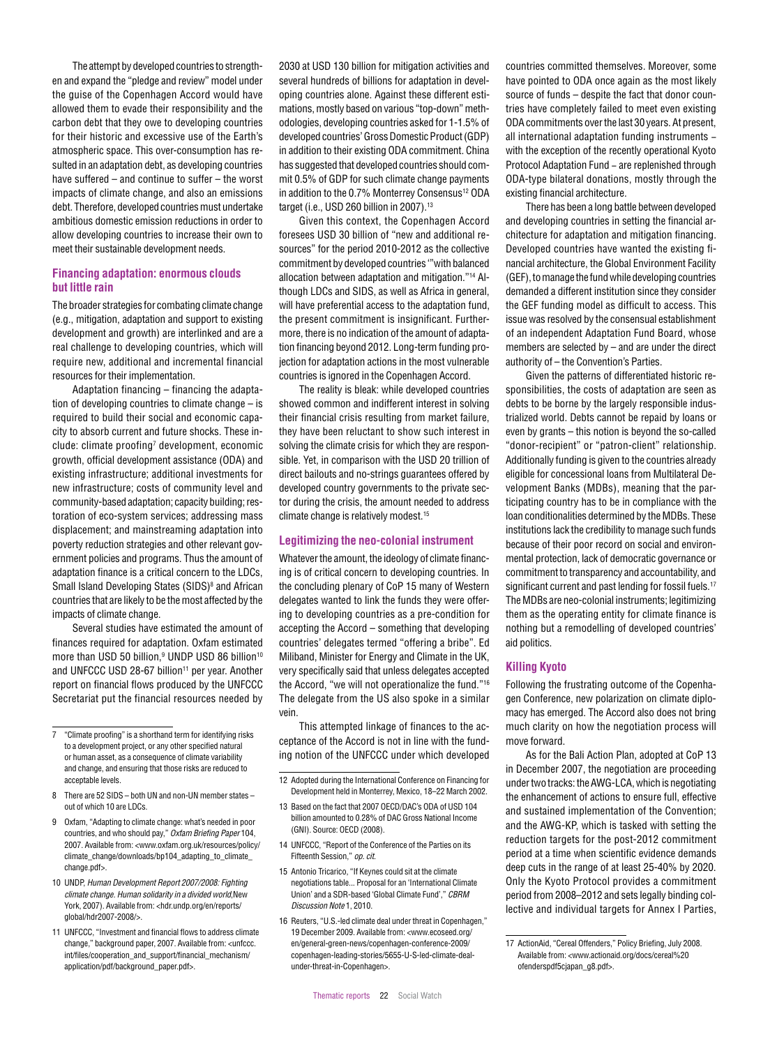The attempt by developed countries to strengthen and expand the "pledge and review" model under the guise of the Copenhagen Accord would have allowed them to evade their responsibility and the carbon debt that they owe to developing countries for their historic and excessive use of the Earth's atmospheric space. This over-consumption has resulted in an adaptation debt, as developing countries have suffered – and continue to suffer – the worst impacts of climate change, and also an emissions debt. Therefore, developed countries must undertake ambitious domestic emission reductions in order to allow developing countries to increase their own to meet their sustainable development needs.

## Financing adaptation: enormous clouds but little rain

The broader strategies for combating climate change (e.g., mitigation, adaptation and support to existing development and growth) are interlinked and are a real challenge to developing countries, which will require new, additional and incremental financial resources for their implementation.

Adaptation financing – financing the adaptation of developing countries to climate change – is required to build their social and economic capacity to absorb current and future shocks. These include: climate proofing[7] development, economic growth, official development assistance (ODA) and existing infrastructure; additional investments for new infrastructure; costs of community level and community-based adaptation; capacity building; restoration of eco-system services; addressing mass displacement; and mainstreaming adaptation into poverty reduction strategies and other relevant government policies and programs. Thus the amount of adaptation finance is a critical concern to the LDCs, Small Island Developing States (SIDS)[8] and African countries that are likely to be the most affected by the impacts of climate change.

Several studies have estimated the amount of finances required for adaptation. Oxfam estimated more than USD 50 billion,[9] UNDP USD 86 billion[10] and UNFCCC USD 28-67 billion[11] per year. Another report on financial flows produced by the UNFCCC Secretariat put the financial resources needed by 2030 at USD 130 billion for mitigation activities and several hundreds of billions for adaptation in developing countries alone. Against these different estimations, mostly based on various "top-down" methodologies, developing countries asked for 1-1.5% of developed countries' Gross Domestic Product (GDP) in addition to their existing ODA commitment. China has suggested that developed countries should commit 0.5% of GDP for such climate change payments in addition to the 0.7% Monterrey Consensus[12] ODA target (i.e., USD 260 billion in 2007).[13]

Given this context, the Copenhagen Accord foresees USD 30 billion of "new and additional resources" for the period 2010-2012 as the collective commitment by developed countries '"with balanced allocation between adaptation and mitigation."[14] Although LDCs and SIDS, as well as Africa in general, will have preferential access to the adaptation fund, the present commitment is insignificant. Furthermore, there is no indication of the amount of adaptation financing beyond 2012. Long-term funding projection for adaptation actions in the most vulnerable countries is ignored in the Copenhagen Accord.

The reality is bleak: while developed countries showed common and indifferent interest in solving their financial crisis resulting from market failure, they have been reluctant to show such interest in solving the climate crisis for which they are responsible. Yet, in comparison with the USD 20 trillion of direct bailouts and no-strings guarantees offered by developed country governments to the private sector during the crisis, the amount needed to address climate change is relatively modest.[15]

## Legitimizing the neo-colonial instrument

Whatever the amount, the ideology of climate financing is of critical concern to developing countries. In the concluding plenary of CoP 15 many of Western delegates wanted to link the funds they were offering to developing countries as a pre-condition for accepting the Accord – something that developing countries' delegates termed "offering a bribe". Ed Miliband, Minister for Energy and Climate in the UK, very specifically said that unless delegates accepted the Accord, "we will not operationalize the fund."[16] The delegate from the US also spoke in a similar vein.

This attempted linkage of finances to the acceptance of the Accord is not in line with the funding notion of the UNFCCC under which developed countries committed themselves. Moreover, some have pointed to ODA once again as the most likely source of funds – despite the fact that donor countries have completely failed to meet even existing ODA commitments over the last 30 years. At present, all international adaptation funding instruments – with the exception of the recently operational Kyoto Protocol Adaptation Fund – are replenished through ODA-type bilateral donations, mostly through the existing financial architecture.

There has been a long battle between developed and developing countries in setting the financial architecture for adaptation and mitigation financing. Developed countries have wanted the existing financial architecture, the Global Environment Facility (GEF), to manage the fund while developing countries demanded a different institution since they consider the GEF funding model as difficult to access. This issue was resolved by the consensual establishment of an independent Adaptation Fund Board, whose members are selected by – and are under the direct authority of – the Convention's Parties.

Given the patterns of differentiated historic responsibilities, the costs of adaptation are seen as debts to be borne by the largely responsible industrialized world. Debts cannot be repaid by loans or even by grants – this notion is beyond the so-called "donor-recipient" or "patron-client" relationship. Additionally funding is given to the countries already eligible for concessional loans from Multilateral Development Banks (MDBs), meaning that the participating country has to be in compliance with the loan conditionalities determined by the MDBs. These institutions lack the credibility to manage such funds because of their poor record on social and environmental protection, lack of democratic governance or commitment to transparency and accountability, and significant current and past lending for fossil fuels.[17] The MDBs are neo-colonial instruments; legitimizing them as the operating entity for climate finance is nothing but a remodelling of developed countries' aid politics.

## Killing Kyoto

Following the frustrating outcome of the Copenhagen Conference, new polarization on climate diplomacy has emerged. The Accord also does not bring much clarity on how the negotiation process will move forward.

As for the Bali Action Plan, adopted at CoP 13 in December 2007, the negotiation are proceeding under two tracks: the AWG-LCA, which is negotiating the enhancement of actions to ensure full, effective and sustained implementation of the Convention; and the AWG-KP, which is tasked with setting the reduction targets for the post-2012 commitment period at a time when scientific evidence demands deep cuts in the range of at least 25-40% by 2020. Only the Kyoto Protocol provides a commitment period from 2008–2012 and sets legally binding collective and individual targets for Annex I Parties,

---

7 "Climate proofing" is a shorthand term for identifying risks to a development project, or any other specified natural or human asset, as a consequence of climate variability and change, and ensuring that those risks are reduced to acceptable levels.

8 There are 52 SIDS – both UN and non-UN member states – out of which 10 are LDCs.

9 Oxfam, "Adapting to climate change: what's needed in poor countries, and who should pay," *Oxfam Briefing Paper* 104, 2007. Available from: <www.oxfam.org.uk/resources/policy/climate_change/downloads/bp104_adapting_to_climate_change.pdf>.

10 UNDP, *Human Development Report 2007/2008: Fighting climate change. Human solidarity in a divided world*, New York, 2007). Available from: <hdr.undp.org/en/reports/global/hdr2007-2008/>.

11 UNFCCC, "Investment and financial flows to address climate change," background paper, 2007. Available from: <unfccc.int/files/cooperation_and_support/financial_mechanism/application/pdf/background_paper.pdf>.

12 Adopted during the International Conference on Financing for Development held in Monterrey, Mexico, 18–22 March 2002.

13 Based on the fact that 2007 OECD/DAC's ODA of USD 104 billion amounted to 0.28% of DAC Gross National Income (GNI). Source: OECD (2008).

14 UNFCCC, "Report of the Conference of the Parties on its Fifteenth Session," *op. cit.*

15 Antonio Tricarico, "If Keynes could sit at the climate negotiations table... Proposal for an 'International Climate Union' and a SDR-based 'Global Climate Fund'," *CBRM Discussion Note* 1, 2010.

16 Reuters, "U.S.-led climate deal under threat in Copenhagen," 19 December 2009. Available from: <www.ecoseed.org/en/general-green-news/copenhagen-conference-2009/copenhagen-leading-stories/5655-U-S-led-climate-deal-under-threat-in-Copenhagen>.

17 ActionAid, "Cereal Offenders," Policy Briefing, July 2008. Available from: <www.actionaid.org/docs/cereal%20ofenderspdf5cjapan_g8.pdf>.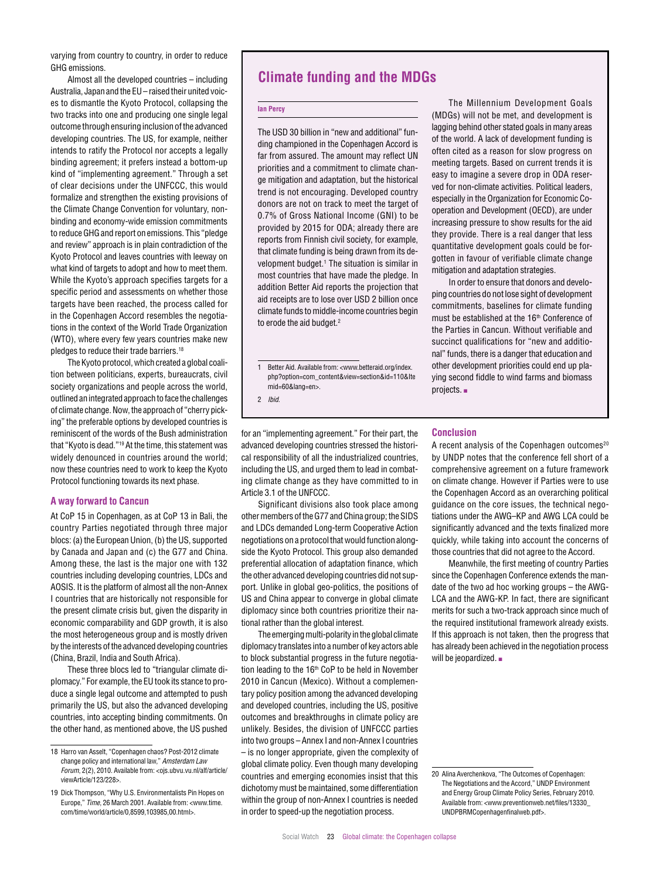varying from country to country, in order to reduce GHG emissions.

Almost all the developed countries – including Australia, Japan and the EU – raised their united voices to dismantle the Kyoto Protocol, collapsing the two tracks into one and producing one single legal outcome through ensuring inclusion of the advanced developing countries. The US, for example, neither intends to ratify the Protocol nor accepts a legally binding agreement; it prefers instead a bottom-up kind of "implementing agreement." Through a set of clear decisions under the UNFCCC, this would formalize and strengthen the existing provisions of the Climate Change Convention for voluntary, non-binding and economy-wide emission commitments to reduce GHG and report on emissions. This "pledge and review" approach is in plain contradiction of the Kyoto Protocol and leaves countries with leeway on what kind of targets to adopt and how to meet them. While the Kyoto's approach specifies targets for a specific period and assessments on whether those targets have been reached, the process called for in the Copenhagen Accord resembles the negotiations in the context of the World Trade Organization (WTO), where every few years countries make new pledges to reduce their trade barriers.[18]

The Kyoto protocol, which created a global coalition between politicians, experts, bureaucrats, civil society organizations and people across the world, outlined an integrated approach to face the challenges of climate change. Now, the approach of "cherry picking" the preferable options by developed countries is reminiscent of the words of the Bush administration that "Kyoto is dead."[19] At the time, this statement was widely denounced in countries around the world; now these countries need to work to keep the Kyoto Protocol functioning towards its next phase.

## A way forward to Cancun

At CoP 15 in Copenhagen, as at CoP 13 in Bali, the country Parties negotiated through three major blocs: (a) the European Union, (b) the US, supported by Canada and Japan and (c) the G77 and China. Among these, the last is the major one with 132 countries including developing countries, LDCs and AOSIS. It is the platform of almost all the non-Annex I countries that are historically not responsible for the present climate crisis but, given the disparity in economic comparability and GDP growth, it is also the most heterogeneous group and is mostly driven by the interests of the advanced developing countries (China, Brazil, India and South Africa).

These three blocs led to "triangular climate diplomacy." For example, the EU took its stance to produce a single legal outcome and attempted to push primarily the US, but also the advanced developing countries, into accepting binding commitments. On the other hand, as mentioned above, the US pushed for an "implementing agreement." For their part, the advanced developing countries stressed the historical responsibility of all the industrialized countries, including the US, and urged them to lead in combating climate change as they have committed to in Article 3.1 of the UNFCCC.

Significant divisions also took place among other members of the G77 and China group; the SIDS and LDCs demanded Long-term Cooperative Action negotiations on a protocol that would function alongside the Kyoto Protocol. This group also demanded preferential allocation of adaptation finance, which the other advanced developing countries did not support. Unlike in global geo-politics, the positions of US and China appear to converge in global climate diplomacy since both countries prioritize their national rather than the global interest.

The emerging multi-polarity in the global climate diplomacy translates into a number of key actors able to block substantial progress in the future negotiation leading to the 16th CoP to be held in November 2010 in Cancun (Mexico). Without a complementary policy position among the advanced developing and developed countries, including the US, positive outcomes and breakthroughs in climate policy are unlikely. Besides, the division of UNFCCC parties into two groups – Annex I and non-Annex I countries – is no longer appropriate, given the complexity of global climate policy. Even though many developing countries and emerging economies insist that this dichotomy must be maintained, some differentiation within the group of non-Annex I countries is needed in order to speed-up the negotiation process.

## Conclusion

A recent analysis of the Copenhagen outcomes[20] by UNDP notes that the conference fell short of a comprehensive agreement on a future framework on climate change. However if Parties were to use the Copenhagen Accord as an overarching political guidance on the core issues, the technical negotiations under the AWG–KP and AWG LCA could be significantly advanced and the texts finalized more quickly, while taking into account the concerns of those countries that did not agree to the Accord.

Meanwhile, the first meeting of country Parties since the Copenhagen Conference extends the mandate of the two ad hoc working groups – the AWG-LCA and the AWG-KP. In fact, there are significant merits for such a two-track approach since much of the required institutional framework already exists. If this approach is not taken, then the progress that has already been achieved in the negotiation process will be jeopardized. ■

---

## Climate funding and the MDGs

**Ian Percy**

The USD 30 billion in "new and additional" funding championed in the Copenhagen Accord is far from assured. The amount may reflect UN priorities and a commitment to climate change mitigation and adaptation, but the historical trend is not encouraging. Developed country donors are not on track to meet the target of 0.7% of Gross National Income (GNI) to be provided by 2015 for ODA; already there are reports from Finnish civil society, for example, that climate funding is being drawn from its development budget.[1] The situation is similar in most countries that have made the pledge. In addition Better Aid reports the projection that aid receipts are to lose over USD 2 billion once climate funds to middle-income countries begin to erode the aid budget.[2]

The Millennium Development Goals (MDGs) will not be met, and development is lagging behind other stated goals in many areas of the world. A lack of development funding is often cited as a reason for slow progress on meeting targets. Based on current trends it is easy to imagine a severe drop in ODA reserved for non-climate activities. Political leaders, especially in the Organization for Economic Cooperation and Development (OECD), are under increasing pressure to show results for the aid they provide. There is a real danger that less quantitative development goals could be forgotten in favour of verifiable climate change mitigation and adaptation strategies.

In order to ensure that donors and developing countries do not lose sight of development commitments, baselines for climate funding must be established at the 16th Conference of the Parties in Cancun. Without verifiable and succinct qualifications for "new and additional" funds, there is a danger that education and other development priorities could end up playing second fiddle to wind farms and biomass projects. ■

1 Better Aid. Available from: <www.betteraid.org/index.php?option=com_content&view=section&id=110&Itemid=60&lang=en>.

2 *Ibid.*

---

18 Harro van Asselt, "Copenhagen chaos? Post-2012 climate change policy and international law," *Amsterdam Law Forum*, 2(2), 2010. Available from: <ojs.ubvu.vu.nl/alf/article/viewArticle/123/228>.

19 Dick Thompson, "Why U.S. Environmentalists Pin Hopes on Europe," *Time*, 26 March 2001. Available from: <www.time.com/time/world/article/0,8599,103985,00.html>.

20 Alina Averchenkova, "The Outcomes of Copenhagen: The Negotiations and the Accord," UNDP Environment and Energy Group Climate Policy Series, February 2010. Available from: <www.preventionweb.net/files/13330_UNDPBRMCopenhagenfinalweb.pdf>.